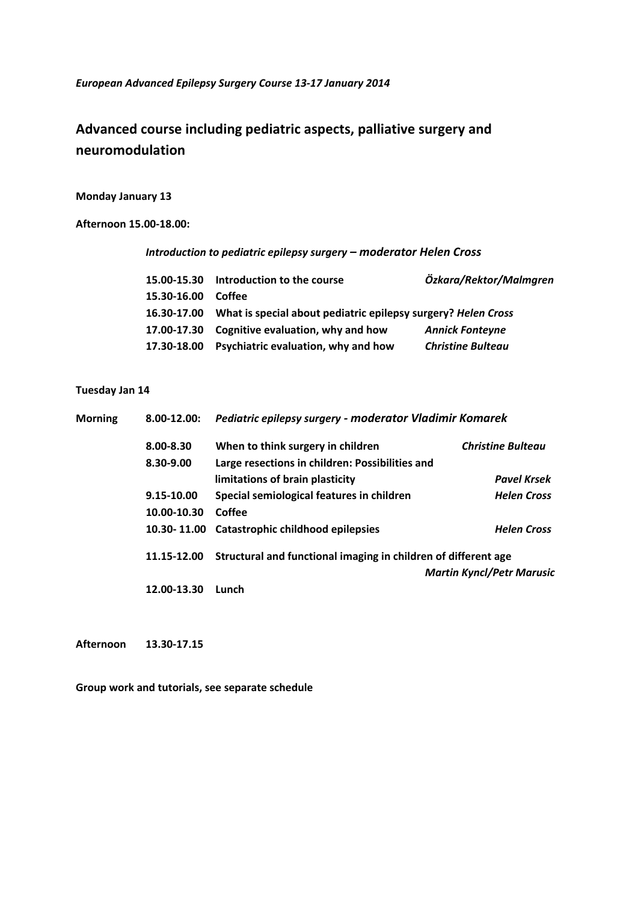*European Advanced Epilepsy Surgery Course 13-17 January 2014*

## Advanced course including pediatric aspects, palliative surgery and neuromodulation

**Monday January 13**

**Afternoon 15.00-18.00:**

***Introduction to pediatric epilepsy surgery – moderator Helen Cross***

| | | |
|---|---|---|
| **15.00-15.30** | **Introduction to the course** | ***Özkara/Rektor/Malmgren*** |
| **15.30-16.00** | **Coffee** | |
| **16.30-17.00** | **What is special about pediatric epilepsy surgery?** ***Helen Cross*** | |
| **17.00-17.30** | **Cognitive evaluation, why and how** | ***Annick Fonteyne*** |
| **17.30-18.00** | **Psychiatric evaluation, why and how** | ***Christine Bulteau*** |

**Tuesday Jan 14**

**Morning** **8.00-12.00:** ***Pediatric epilepsy surgery - moderator Vladimir Komarek***

| | | |
|---|---|---|
| **8.00-8.30** | **When to think surgery in children** | ***Christine Bulteau*** |
| **8.30-9.00** | **Large resections in children: Possibilities and limitations of brain plasticity** | ***Pavel Krsek*** |
| **9.15-10.00** | **Special semiological features in children** | ***Helen Cross*** |
| **10.00-10.30** | **Coffee** | |
| **10.30- 11.00** | **Catastrophic childhood epilepsies** | ***Helen Cross*** |
| **11.15-12.00** | **Structural and functional imaging in children of different age** | ***Martin Kyncl/Petr Marusic*** |
| **12.00-13.30** | **Lunch** | |

**Afternoon** **13.30-17.15**

**Group work and tutorials, see separate schedule**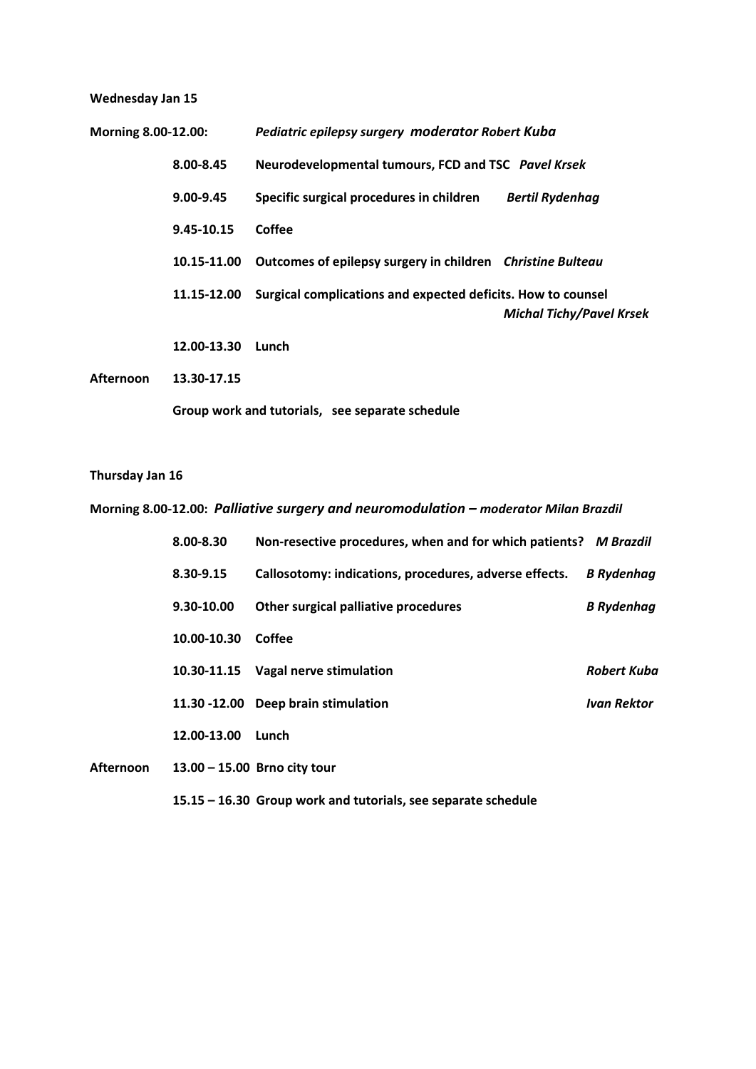**Wednesday Jan 15**

**Morning 8.00-12.00:** ***Pediatric epilepsy surgery moderator Robert Kuba***

| | | |
|---|---|---|
| **8.00-8.45** | **Neurodevelopmental tumours, FCD and TSC** | ***Pavel Krsek*** |
| **9.00-9.45** | **Specific surgical procedures in children** | ***Bertil Rydenhag*** |
| **9.45-10.15** | **Coffee** | |
| **10.15-11.00** | **Outcomes of epilepsy surgery in children** | ***Christine Bulteau*** |
| **11.15-12.00** | **Surgical complications and expected deficits. How to counsel** | ***Michal Tichy/Pavel Krsek*** |
| **12.00-13.30** | **Lunch** | |

**Afternoon 13.30-17.15**

**Group work and tutorials, see separate schedule**

**Thursday Jan 16**

**Morning 8.00-12.00:** ***Palliative surgery and neuromodulation – moderator Milan Brazdil***

| | | |
|---|---|---|
| **8.00-8.30** | **Non-resective procedures, when and for which patients?** | ***M Brazdil*** |
| **8.30-9.15** | **Callosotomy: indications, procedures, adverse effects.** | ***B Rydenhag*** |
| **9.30-10.00** | **Other surgical palliative procedures** | ***B Rydenhag*** |
| **10.00-10.30** | **Coffee** | |
| **10.30-11.15** | **Vagal nerve stimulation** | ***Robert Kuba*** |
| **11.30 -12.00** | **Deep brain stimulation** | ***Ivan Rektor*** |
| **12.00-13.00** | **Lunch** | |

**Afternoon 13.00 – 15.00 Brno city tour**

**15.15 – 16.30 Group work and tutorials, see separate schedule**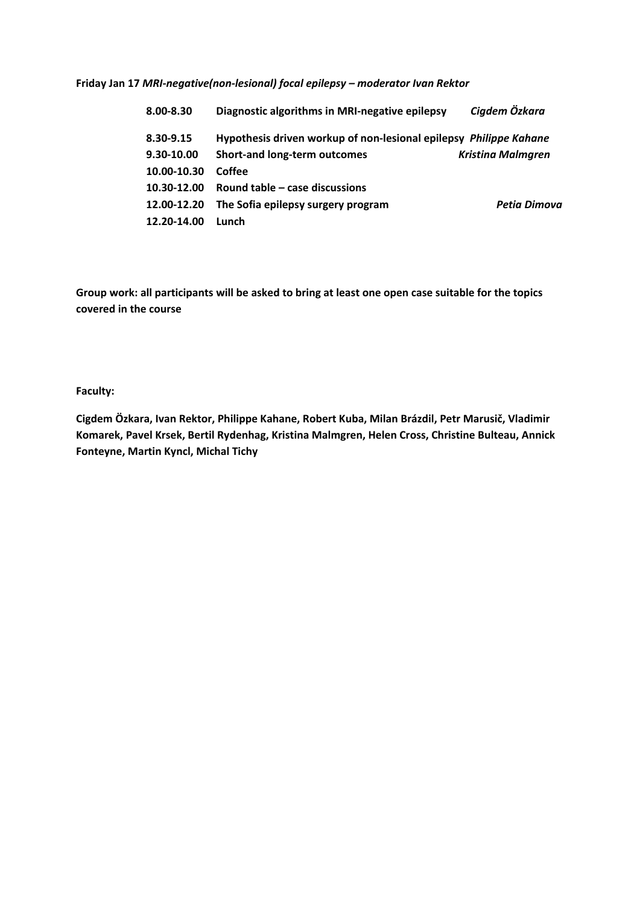**Friday Jan 17** ***MRI-negative(non-lesional) focal epilepsy – moderator Ivan Rektor***

| | | |
|---|---|---|
| **8.00-8.30** | **Diagnostic algorithms in MRI-negative epilepsy** | ***Cigdem Özkara*** |
| **8.30-9.15** | **Hypothesis driven workup of non-lesional epilepsy** | ***Philippe Kahane*** |
| **9.30-10.00** | **Short-and long-term outcomes** | ***Kristina Malmgren*** |
| **10.00-10.30** | **Coffee** | |
| **10.30-12.00** | **Round table – case discussions** | |
| **12.00-12.20** | **The Sofia epilepsy surgery program** | ***Petia Dimova*** |
| **12.20-14.00** | **Lunch** | |

**Group work: all participants will be asked to bring at least one open case suitable for the topics covered in the course**

**Faculty:**

**Cigdem Özkara, Ivan Rektor, Philippe Kahane, Robert Kuba, Milan Brázdil, Petr Marusič, Vladimir Komarek, Pavel Krsek, Bertil Rydenhag, Kristina Malmgren, Helen Cross, Christine Bulteau, Annick Fonteyne, Martin Kyncl, Michal Tichy**